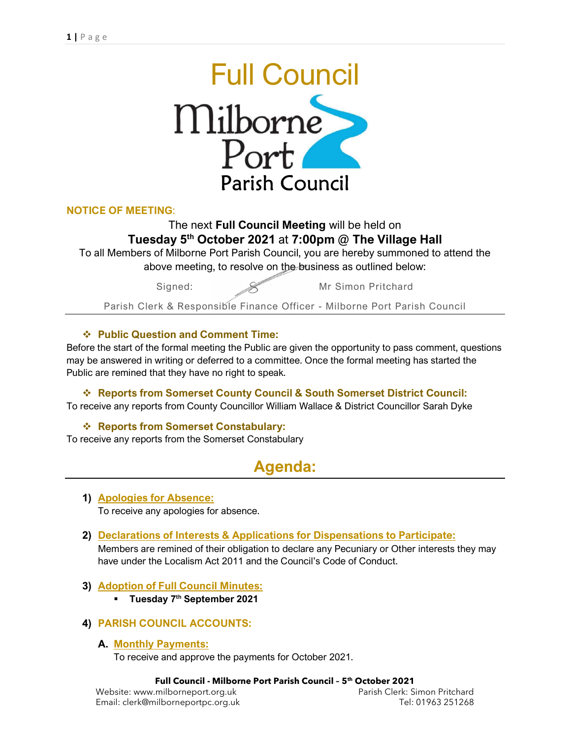# Full Council

Milborne Port Parish Council

**NOTICE OF MEETING:**

The next **Full Council Meeting** will be held on
**Tuesday 5th October 2021** at **7:00pm** @ **The Village Hall**

To all Members of Milborne Port Parish Council, you are hereby summoned to attend the above meeting, to resolve on the business as outlined below:

Signed: Mr Simon Pritchard

Parish Clerk & Responsible Finance Officer - Milborne Port Parish Council

---

### ❖ Public Question and Comment Time:

Before the start of the formal meeting the Public are given the opportunity to pass comment, questions may be answered in writing or deferred to a committee. Once the formal meeting has started the Public are remined that they have no right to speak.

### ❖ Reports from Somerset County Council & South Somerset District Council:

To receive any reports from County Councillor William Wallace & District Councillor Sarah Dyke

### ❖ Reports from Somerset Constabulary:

To receive any reports from the Somerset Constabulary

## Agenda:

1) **Apologies for Absence:**
   To receive any apologies for absence.

2) **Declarations of Interests & Applications for Dispensations to Participate:**
   Members are remined of their obligation to declare any Pecuniary or Other interests they may have under the Localism Act 2011 and the Council's Code of Conduct.

3) **Adoption of Full Council Minutes:**
   - **Tuesday 7th September 2021**

4) **PARISH COUNCIL ACCOUNTS:**

   A. **Monthly Payments:**
   To receive and approve the payments for October 2021.

**Full Council - Milborne Port Parish Council – 5th October 2021**

Website: www.milborneport.org.uk
Email: clerk@milborneportpc.org.uk

Parish Clerk: Simon Pritchard
Tel: 01963 251268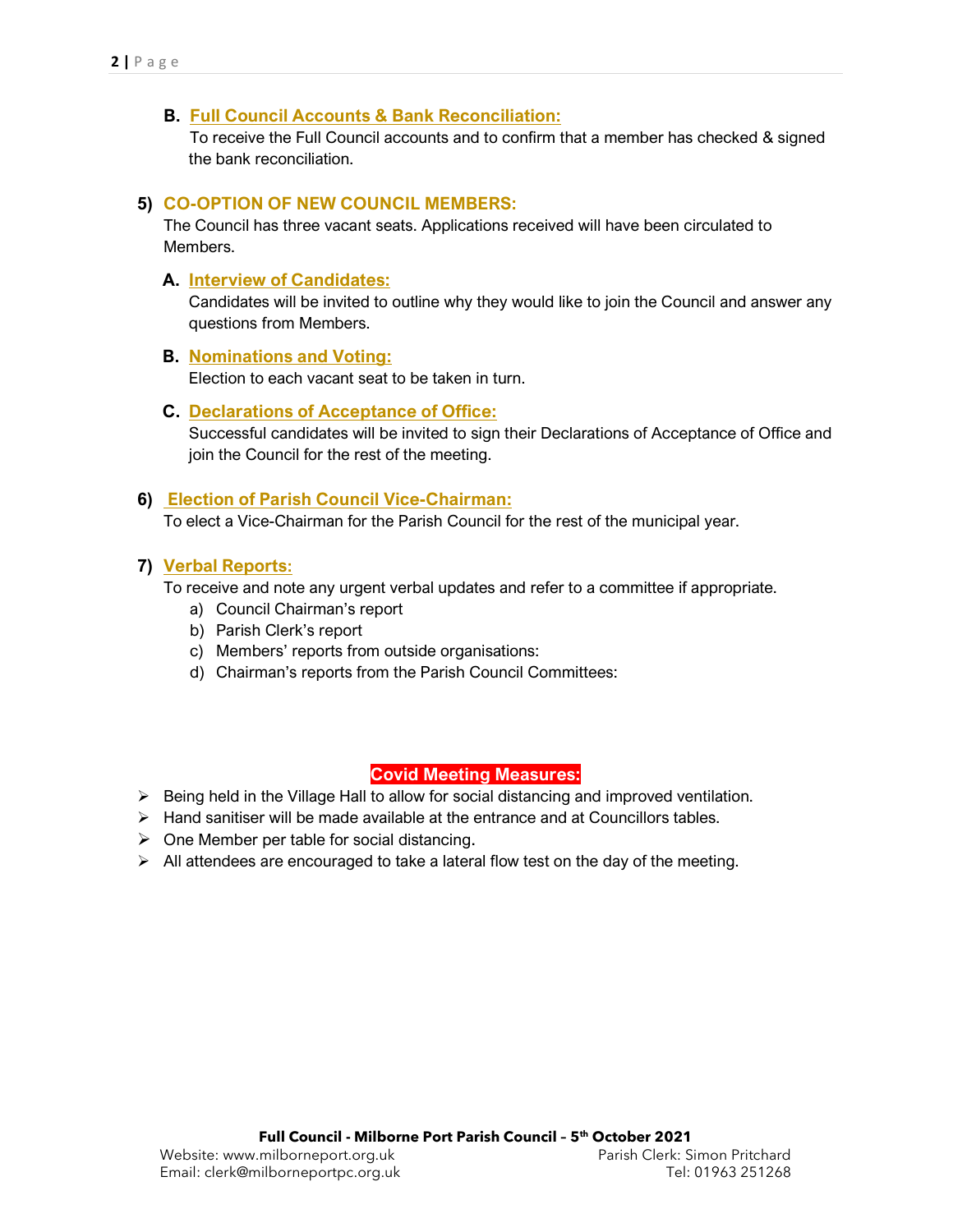**B. Full Council Accounts & Bank Reconciliation:**

To receive the Full Council accounts and to confirm that a member has checked & signed the bank reconciliation.

## 5) CO-OPTION OF NEW COUNCIL MEMBERS:

The Council has three vacant seats. Applications received will have been circulated to Members.

**A. Interview of Candidates:**

Candidates will be invited to outline why they would like to join the Council and answer any questions from Members.

**B. Nominations and Voting:**

Election to each vacant seat to be taken in turn.

**C. Declarations of Acceptance of Office:**

Successful candidates will be invited to sign their Declarations of Acceptance of Office and join the Council for the rest of the meeting.

## 6) Election of Parish Council Vice-Chairman:

To elect a Vice-Chairman for the Parish Council for the rest of the municipal year.

## 7) Verbal Reports:

To receive and note any urgent verbal updates and refer to a committee if appropriate.

a) Council Chairman's report
b) Parish Clerk's report
c) Members' reports from outside organisations:
d) Chairman's reports from the Parish Council Committees:

**Covid Meeting Measures:**

- Being held in the Village Hall to allow for social distancing and improved ventilation.
- Hand sanitiser will be made available at the entrance and at Councillors tables.
- One Member per table for social distancing.
- All attendees are encouraged to take a lateral flow test on the day of the meeting.

**Full Council - Milborne Port Parish Council – 5th October 2021**

Website: www.milborneport.org.uk  
Email: clerk@milborneportpc.org.uk  
Parish Clerk: Simon Pritchard  
Tel: 01963 251268